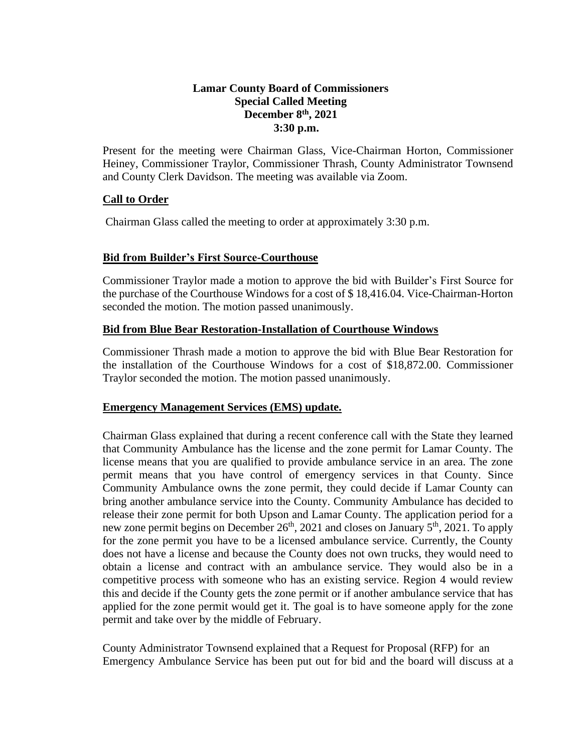**Lamar County Board of Commissioners**
**Special Called Meeting**
**December 8th, 2021**
**3:30 p.m.**

Present for the meeting were Chairman Glass, Vice-Chairman Horton, Commissioner Heiney, Commissioner Traylor, Commissioner Thrash, County Administrator Townsend and County Clerk Davidson. The meeting was available via Zoom.

## Call to Order

Chairman Glass called the meeting to order at approximately 3:30 p.m.

## Bid from Builder's First Source-Courthouse

Commissioner Traylor made a motion to approve the bid with Builder's First Source for the purchase of the Courthouse Windows for a cost of $ 18,416.04. Vice-Chairman-Horton seconded the motion. The motion passed unanimously.

## Bid from Blue Bear Restoration-Installation of Courthouse Windows

Commissioner Thrash made a motion to approve the bid with Blue Bear Restoration for the installation of the Courthouse Windows for a cost of $18,872.00. Commissioner Traylor seconded the motion. The motion passed unanimously.

## Emergency Management Services (EMS) update.

Chairman Glass explained that during a recent conference call with the State they learned that Community Ambulance has the license and the zone permit for Lamar County. The license means that you are qualified to provide ambulance service in an area. The zone permit means that you have control of emergency services in that County. Since Community Ambulance owns the zone permit, they could decide if Lamar County can bring another ambulance service into the County. Community Ambulance has decided to release their zone permit for both Upson and Lamar County. The application period for a new zone permit begins on December 26th, 2021 and closes on January 5th, 2021. To apply for the zone permit you have to be a licensed ambulance service. Currently, the County does not have a license and because the County does not own trucks, they would need to obtain a license and contract with an ambulance service. They would also be in a competitive process with someone who has an existing service. Region 4 would review this and decide if the County gets the zone permit or if another ambulance service that has applied for the zone permit would get it. The goal is to have someone apply for the zone permit and take over by the middle of February.

County Administrator Townsend explained that a Request for Proposal (RFP) for an Emergency Ambulance Service has been put out for bid and the board will discuss at a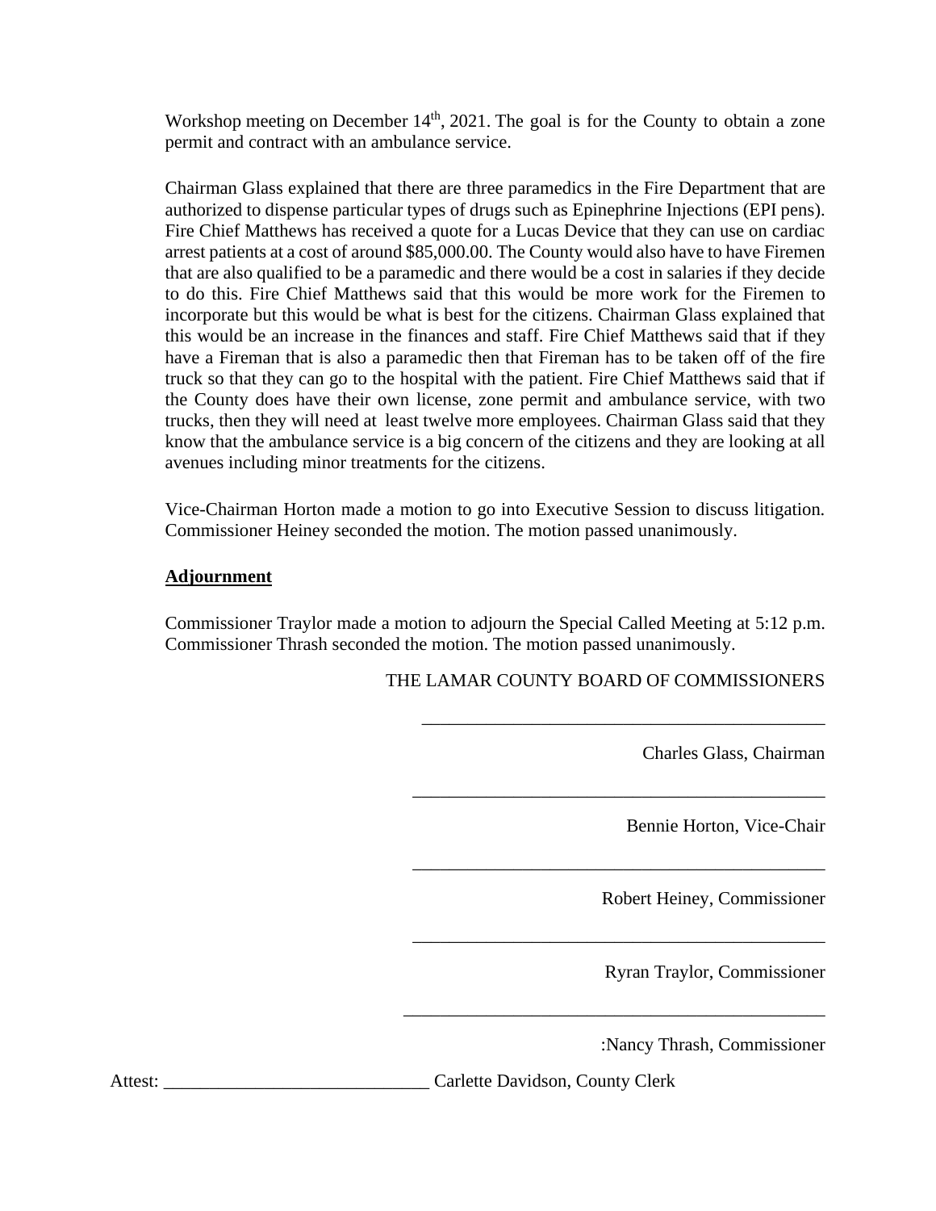Workshop meeting on December 14th, 2021. The goal is for the County to obtain a zone permit and contract with an ambulance service.

Chairman Glass explained that there are three paramedics in the Fire Department that are authorized to dispense particular types of drugs such as Epinephrine Injections (EPI pens). Fire Chief Matthews has received a quote for a Lucas Device that they can use on cardiac arrest patients at a cost of around $85,000.00. The County would also have to have Firemen that are also qualified to be a paramedic and there would be a cost in salaries if they decide to do this. Fire Chief Matthews said that this would be more work for the Firemen to incorporate but this would be what is best for the citizens. Chairman Glass explained that this would be an increase in the finances and staff. Fire Chief Matthews said that if they have a Fireman that is also a paramedic then that Fireman has to be taken off of the fire truck so that they can go to the hospital with the patient. Fire Chief Matthews said that if the County does have their own license, zone permit and ambulance service, with two trucks, then they will need at least twelve more employees. Chairman Glass said that they know that the ambulance service is a big concern of the citizens and they are looking at all avenues including minor treatments for the citizens.

Vice-Chairman Horton made a motion to go into Executive Session to discuss litigation. Commissioner Heiney seconded the motion. The motion passed unanimously.

**Adjournment**

Commissioner Traylor made a motion to adjourn the Special Called Meeting at 5:12 p.m. Commissioner Thrash seconded the motion. The motion passed unanimously.

THE LAMAR COUNTY BOARD OF COMMISSIONERS

_____________________________________________

Charles Glass, Chairman

_____________________________________________

Bennie Horton, Vice-Chair

_____________________________________________

Robert Heiney, Commissioner

_____________________________________________

Ryran Traylor, Commissioner

_____________________________________________

:Nancy Thrash, Commissioner

Attest: ____________________________ Carlette Davidson, County Clerk